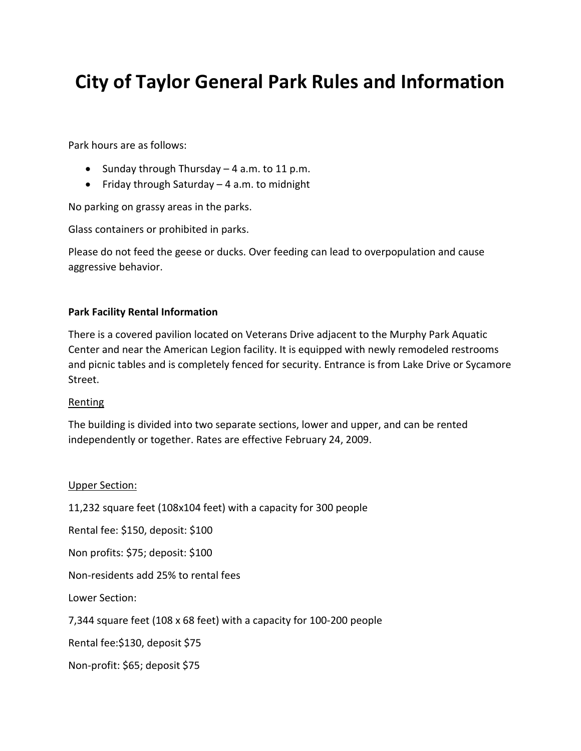# City of Taylor General Park Rules and Information

Park hours are as follows:

- Sunday through Thursday – 4 a.m. to 11 p.m.
- Friday through Saturday – 4 a.m. to midnight

No parking on grassy areas in the parks.

Glass containers or prohibited in parks.

Please do not feed the geese or ducks. Over feeding can lead to overpopulation and cause aggressive behavior.

**Park Facility Rental Information**

There is a covered pavilion located on Veterans Drive adjacent to the Murphy Park Aquatic Center and near the American Legion facility. It is equipped with newly remodeled restrooms and picnic tables and is completely fenced for security. Entrance is from Lake Drive or Sycamore Street.

<u>Renting</u>

The building is divided into two separate sections, lower and upper, and can be rented independently or together. Rates are effective February 24, 2009.

<u>Upper Section:</u>

11,232 square feet (108x104 feet) with a capacity for 300 people

Rental fee: $150, deposit: $100

Non profits: $75; deposit: $100

Non-residents add 25% to rental fees

Lower Section:

7,344 square feet (108 x 68 feet) with a capacity for 100-200 people

Rental fee:$130, deposit $75

Non-profit: $65; deposit $75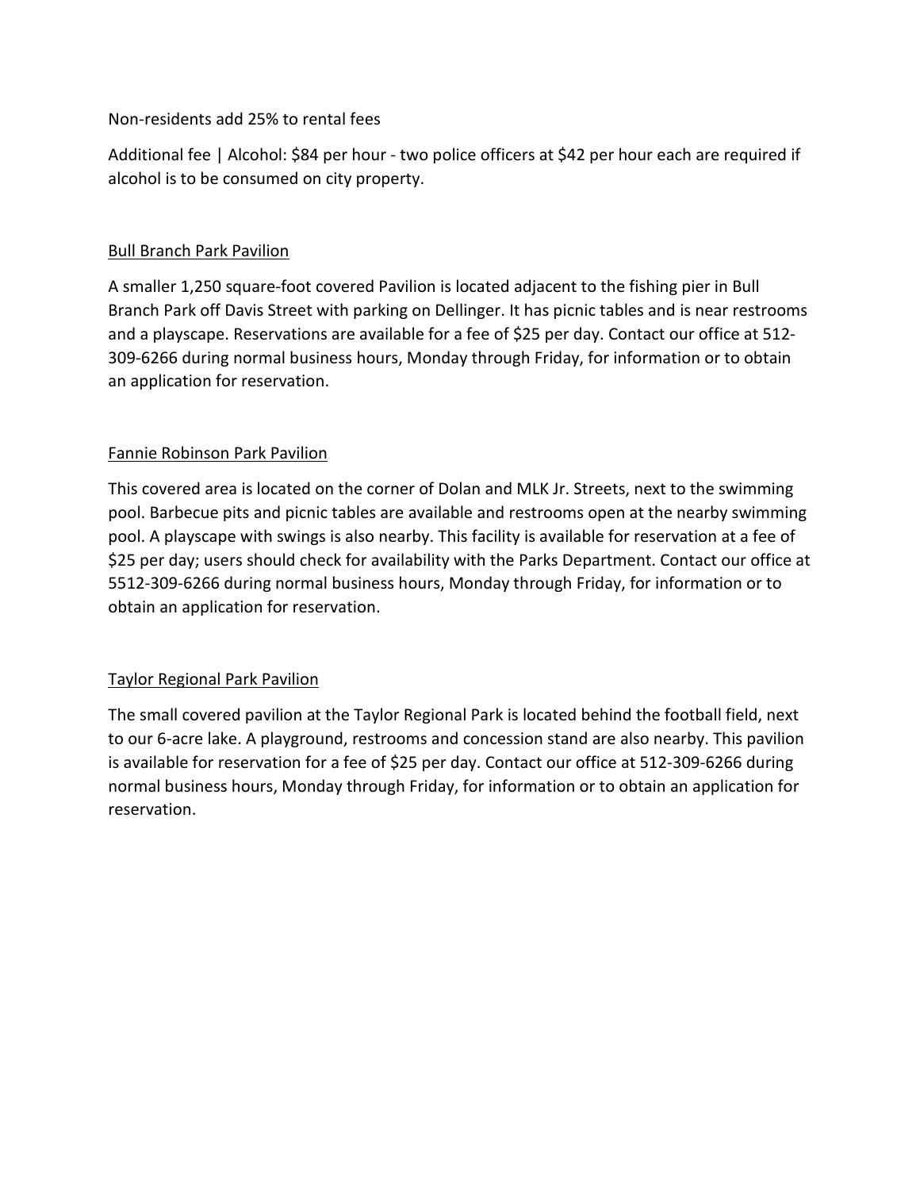Non-residents add 25% to rental fees

Additional fee | Alcohol: $84 per hour - two police officers at $42 per hour each are required if alcohol is to be consumed on city property.

<u>Bull Branch Park Pavilion</u>

A smaller 1,250 square-foot covered Pavilion is located adjacent to the fishing pier in Bull Branch Park off Davis Street with parking on Dellinger. It has picnic tables and is near restrooms and a playscape. Reservations are available for a fee of $25 per day. Contact our office at 512-309-6266 during normal business hours, Monday through Friday, for information or to obtain an application for reservation.

<u>Fannie Robinson Park Pavilion</u>

This covered area is located on the corner of Dolan and MLK Jr. Streets, next to the swimming pool. Barbecue pits and picnic tables are available and restrooms open at the nearby swimming pool. A playscape with swings is also nearby. This facility is available for reservation at a fee of $25 per day; users should check for availability with the Parks Department. Contact our office at 5512-309-6266 during normal business hours, Monday through Friday, for information or to obtain an application for reservation.

<u>Taylor Regional Park Pavilion</u>

The small covered pavilion at the Taylor Regional Park is located behind the football field, next to our 6-acre lake. A playground, restrooms and concession stand are also nearby. This pavilion is available for reservation for a fee of $25 per day. Contact our office at 512-309-6266 during normal business hours, Monday through Friday, for information or to obtain an application for reservation.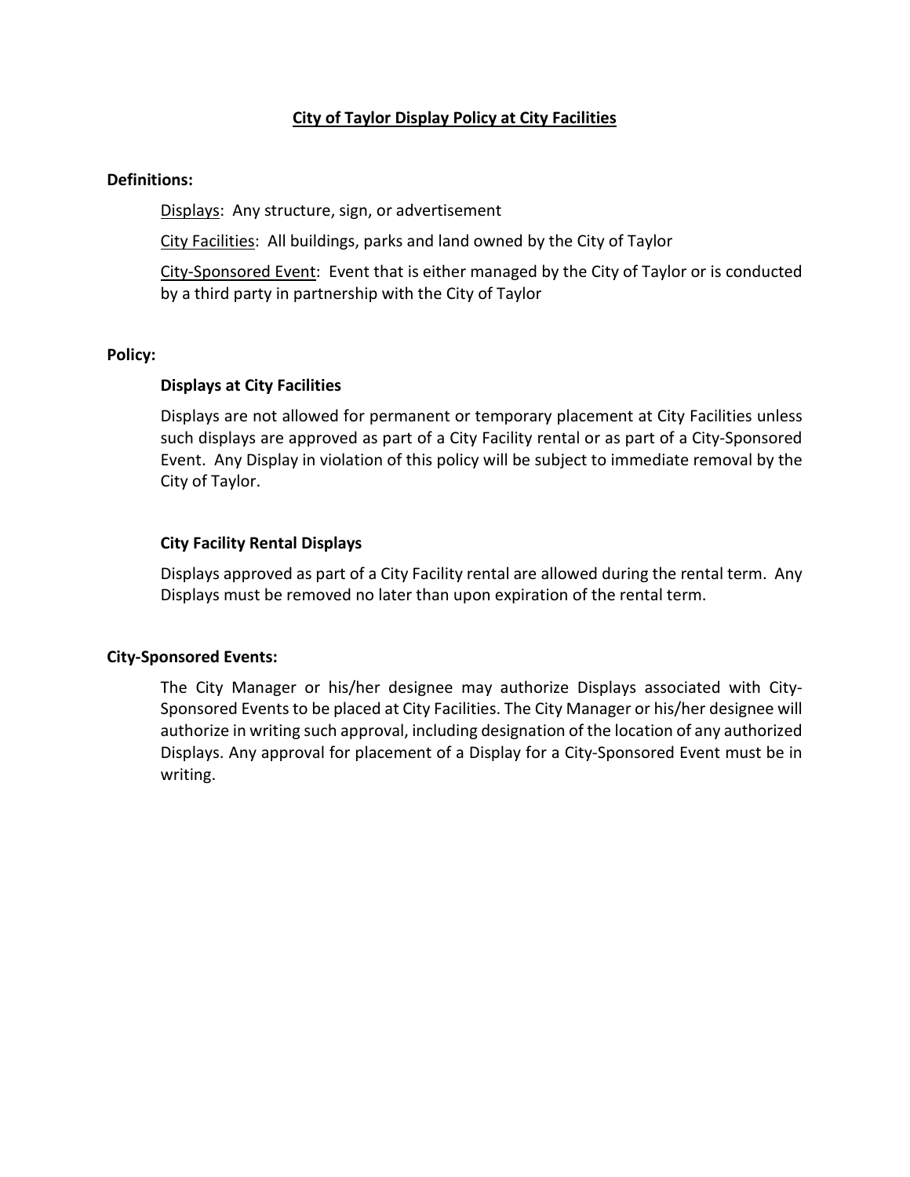# City of Taylor Display Policy at City Facilities

**Definitions:**

Displays: Any structure, sign, or advertisement

City Facilities: All buildings, parks and land owned by the City of Taylor

City-Sponsored Event: Event that is either managed by the City of Taylor or is conducted by a third party in partnership with the City of Taylor

**Policy:**

**Displays at City Facilities**

Displays are not allowed for permanent or temporary placement at City Facilities unless such displays are approved as part of a City Facility rental or as part of a City-Sponsored Event. Any Display in violation of this policy will be subject to immediate removal by the City of Taylor.

**City Facility Rental Displays**

Displays approved as part of a City Facility rental are allowed during the rental term. Any Displays must be removed no later than upon expiration of the rental term.

**City-Sponsored Events:**

The City Manager or his/her designee may authorize Displays associated with City-Sponsored Events to be placed at City Facilities. The City Manager or his/her designee will authorize in writing such approval, including designation of the location of any authorized Displays. Any approval for placement of a Display for a City-Sponsored Event must be in writing.